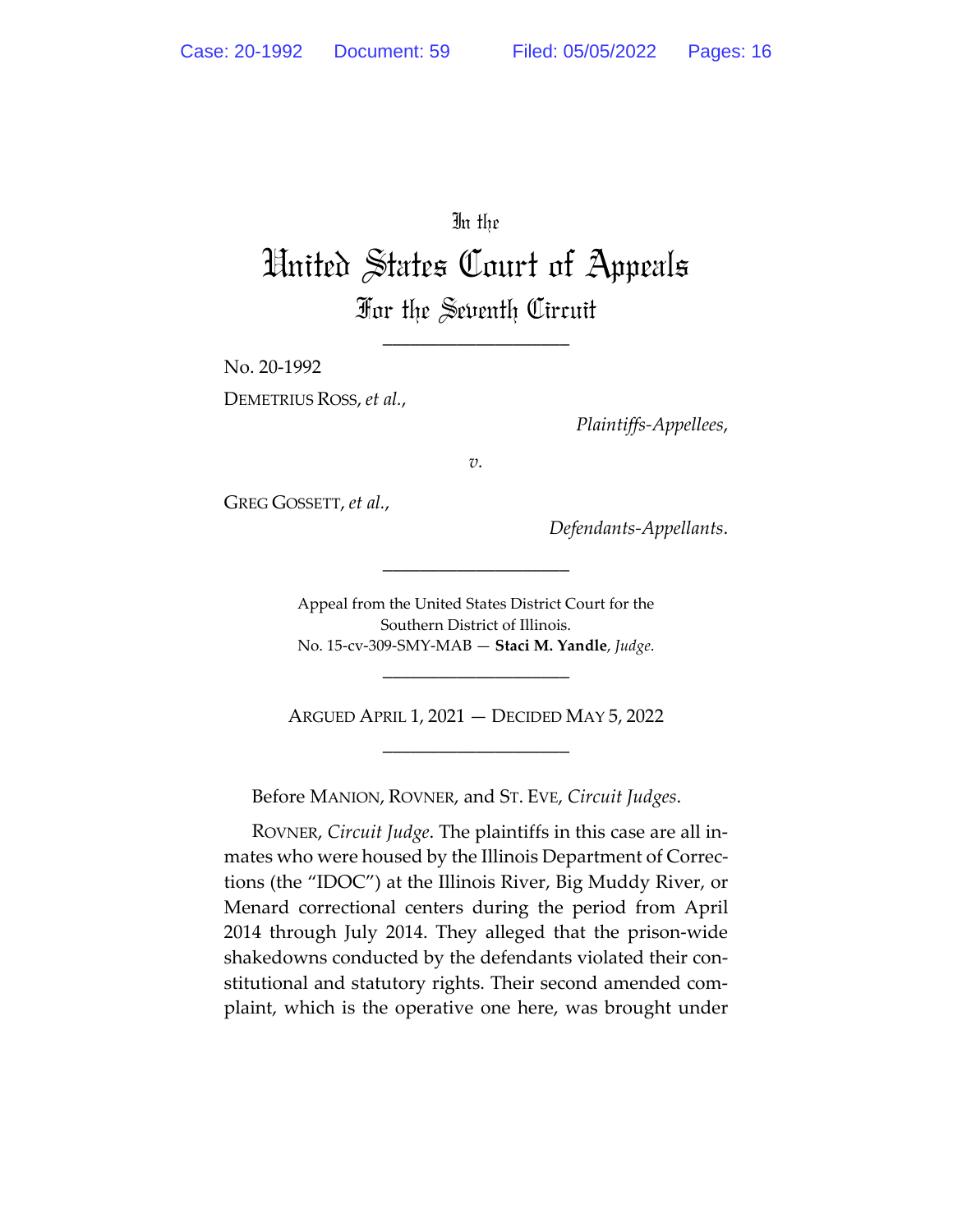In the

# United States Court of Appeals

## For the Seventh Circuit

____________________

No. 20-1992

DEMETRIUS ROSS, *et al.*,

*Plaintiffs-Appellees*,

*v.*

GREG GOSSETT, *et al.*,

*Defendants-Appellants*.

____________________

Appeal from the United States District Court for the Southern District of Illinois.
No. 15-cv-309-SMY-MAB — **Staci M. Yandle**, *Judge*.

____________________

ARGUED APRIL 1, 2021 — DECIDED MAY 5, 2022

____________________

Before MANION, ROVNER, and ST. EVE, *Circuit Judges*.

ROVNER, *Circuit Judge*. The plaintiffs in this case are all inmates who were housed by the Illinois Department of Corrections (the "IDOC") at the Illinois River, Big Muddy River, or Menard correctional centers during the period from April 2014 through July 2014. They alleged that the prison-wide shakedowns conducted by the defendants violated their constitutional and statutory rights. Their second amended complaint, which is the operative one here, was brought under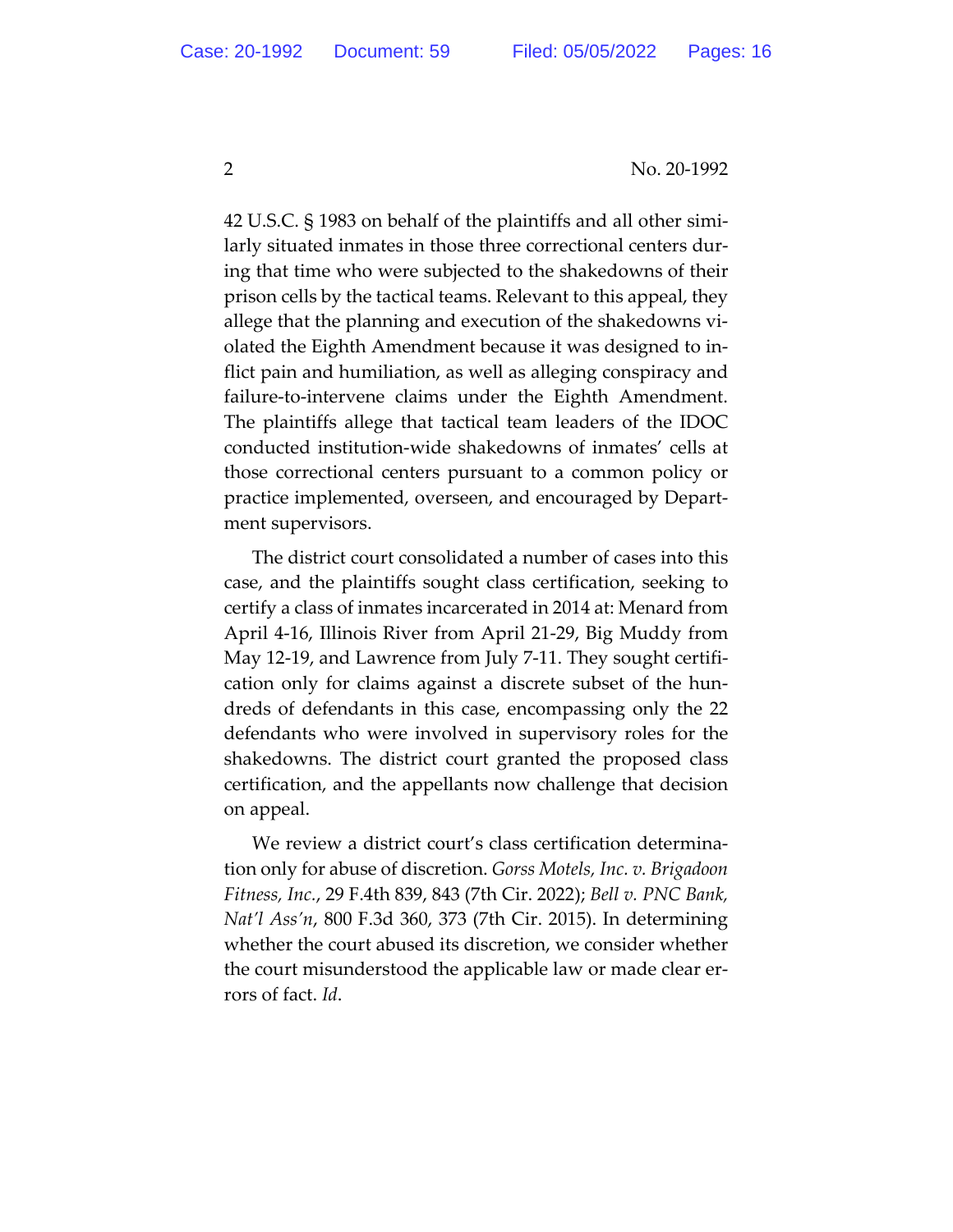42 U.S.C. § 1983 on behalf of the plaintiffs and all other similarly situated inmates in those three correctional centers during that time who were subjected to the shakedowns of their prison cells by the tactical teams. Relevant to this appeal, they allege that the planning and execution of the shakedowns violated the Eighth Amendment because it was designed to inflict pain and humiliation, as well as alleging conspiracy and failure-to-intervene claims under the Eighth Amendment. The plaintiffs allege that tactical team leaders of the IDOC conducted institution-wide shakedowns of inmates' cells at those correctional centers pursuant to a common policy or practice implemented, overseen, and encouraged by Department supervisors.

The district court consolidated a number of cases into this case, and the plaintiffs sought class certification, seeking to certify a class of inmates incarcerated in 2014 at: Menard from April 4-16, Illinois River from April 21-29, Big Muddy from May 12-19, and Lawrence from July 7-11. They sought certification only for claims against a discrete subset of the hundreds of defendants in this case, encompassing only the 22 defendants who were involved in supervisory roles for the shakedowns. The district court granted the proposed class certification, and the appellants now challenge that decision on appeal.

We review a district court's class certification determination only for abuse of discretion. *Gorss Motels, Inc. v. Brigadoon Fitness, Inc.*, 29 F.4th 839, 843 (7th Cir. 2022); *Bell v. PNC Bank, Nat'l Ass'n*, 800 F.3d 360, 373 (7th Cir. 2015). In determining whether the court abused its discretion, we consider whether the court misunderstood the applicable law or made clear errors of fact. *Id.*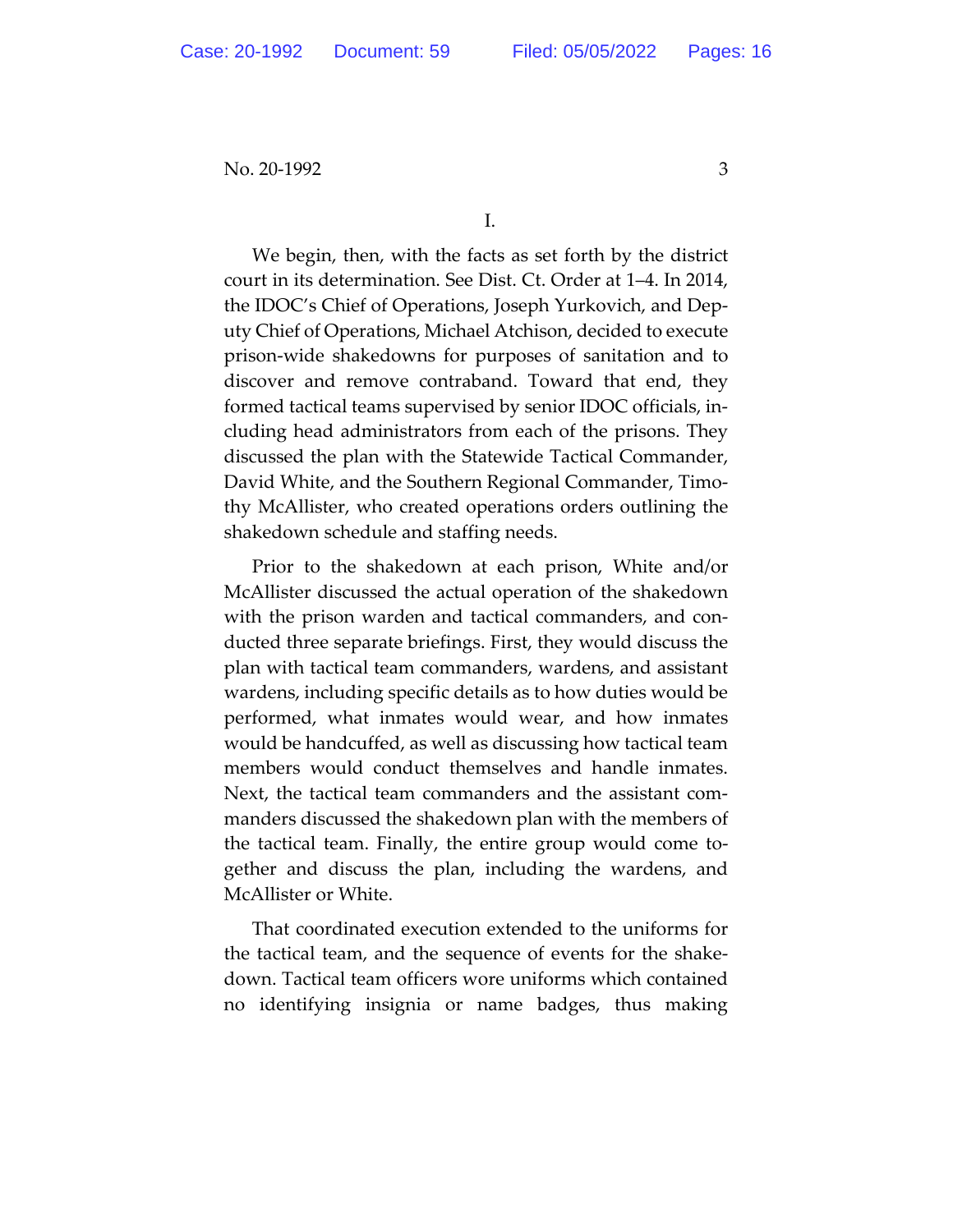I.

We begin, then, with the facts as set forth by the district court in its determination. See Dist. Ct. Order at 1–4. In 2014, the IDOC's Chief of Operations, Joseph Yurkovich, and Deputy Chief of Operations, Michael Atchison, decided to execute prison-wide shakedowns for purposes of sanitation and to discover and remove contraband. Toward that end, they formed tactical teams supervised by senior IDOC officials, including head administrators from each of the prisons. They discussed the plan with the Statewide Tactical Commander, David White, and the Southern Regional Commander, Timothy McAllister, who created operations orders outlining the shakedown schedule and staffing needs.

Prior to the shakedown at each prison, White and/or McAllister discussed the actual operation of the shakedown with the prison warden and tactical commanders, and conducted three separate briefings. First, they would discuss the plan with tactical team commanders, wardens, and assistant wardens, including specific details as to how duties would be performed, what inmates would wear, and how inmates would be handcuffed, as well as discussing how tactical team members would conduct themselves and handle inmates. Next, the tactical team commanders and the assistant commanders discussed the shakedown plan with the members of the tactical team. Finally, the entire group would come together and discuss the plan, including the wardens, and McAllister or White.

That coordinated execution extended to the uniforms for the tactical team, and the sequence of events for the shakedown. Tactical team officers wore uniforms which contained no identifying insignia or name badges, thus making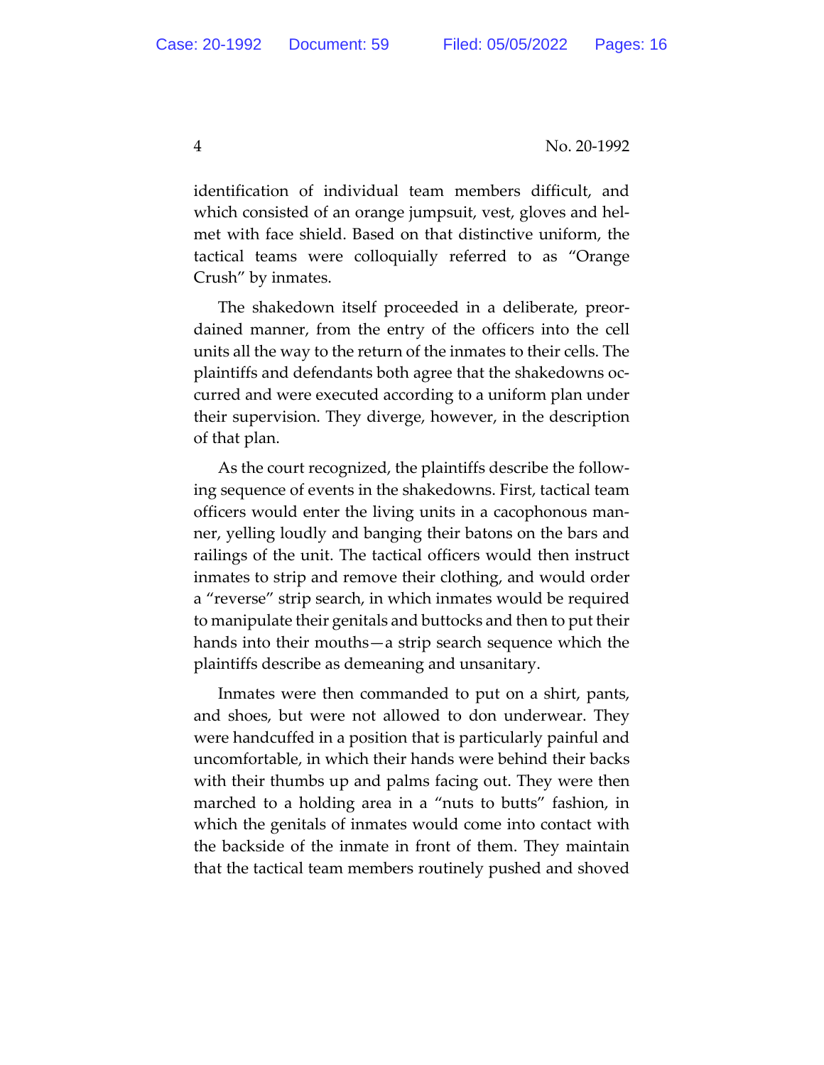identification of individual team members difficult, and which consisted of an orange jumpsuit, vest, gloves and helmet with face shield. Based on that distinctive uniform, the tactical teams were colloquially referred to as "Orange Crush" by inmates.

The shakedown itself proceeded in a deliberate, preordained manner, from the entry of the officers into the cell units all the way to the return of the inmates to their cells. The plaintiffs and defendants both agree that the shakedowns occurred and were executed according to a uniform plan under their supervision. They diverge, however, in the description of that plan.

As the court recognized, the plaintiffs describe the following sequence of events in the shakedowns. First, tactical team officers would enter the living units in a cacophonous manner, yelling loudly and banging their batons on the bars and railings of the unit. The tactical officers would then instruct inmates to strip and remove their clothing, and would order a "reverse" strip search, in which inmates would be required to manipulate their genitals and buttocks and then to put their hands into their mouths—a strip search sequence which the plaintiffs describe as demeaning and unsanitary.

Inmates were then commanded to put on a shirt, pants, and shoes, but were not allowed to don underwear. They were handcuffed in a position that is particularly painful and uncomfortable, in which their hands were behind their backs with their thumbs up and palms facing out. They were then marched to a holding area in a "nuts to butts" fashion, in which the genitals of inmates would come into contact with the backside of the inmate in front of them. They maintain that the tactical team members routinely pushed and shoved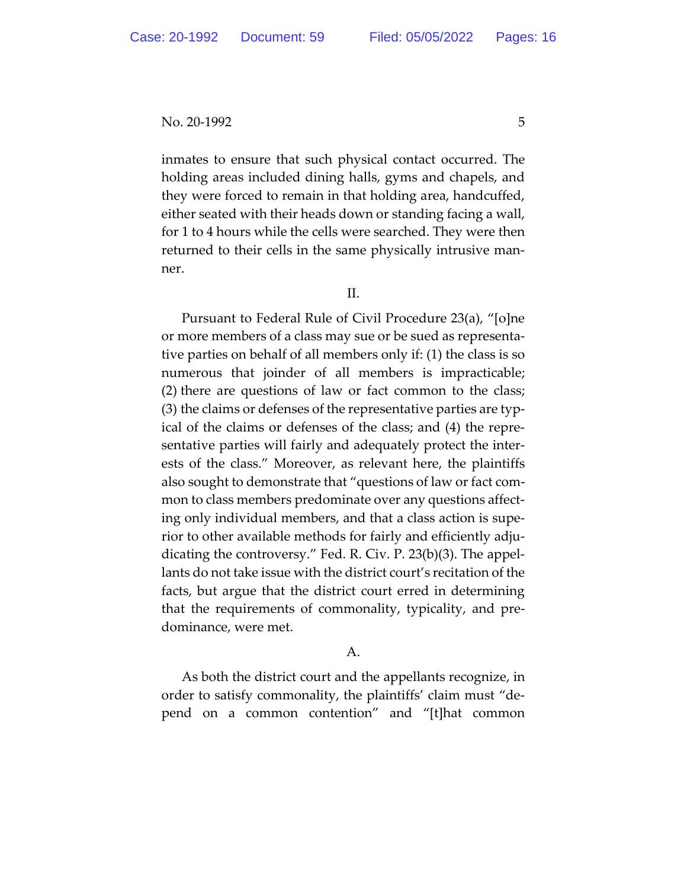inmates to ensure that such physical contact occurred. The holding areas included dining halls, gyms and chapels, and they were forced to remain in that holding area, handcuffed, either seated with their heads down or standing facing a wall, for 1 to 4 hours while the cells were searched. They were then returned to their cells in the same physically intrusive manner.

## II.

Pursuant to Federal Rule of Civil Procedure 23(a), "[o]ne or more members of a class may sue or be sued as representative parties on behalf of all members only if: (1) the class is so numerous that joinder of all members is impracticable; (2) there are questions of law or fact common to the class; (3) the claims or defenses of the representative parties are typical of the claims or defenses of the class; and (4) the representative parties will fairly and adequately protect the interests of the class." Moreover, as relevant here, the plaintiffs also sought to demonstrate that "questions of law or fact common to class members predominate over any questions affecting only individual members, and that a class action is superior to other available methods for fairly and efficiently adjudicating the controversy." Fed. R. Civ. P. 23(b)(3). The appellants do not take issue with the district court's recitation of the facts, but argue that the district court erred in determining that the requirements of commonality, typicality, and predominance, were met.

### A.

As both the district court and the appellants recognize, in order to satisfy commonality, the plaintiffs' claim must "depend on a common contention" and "[t]hat common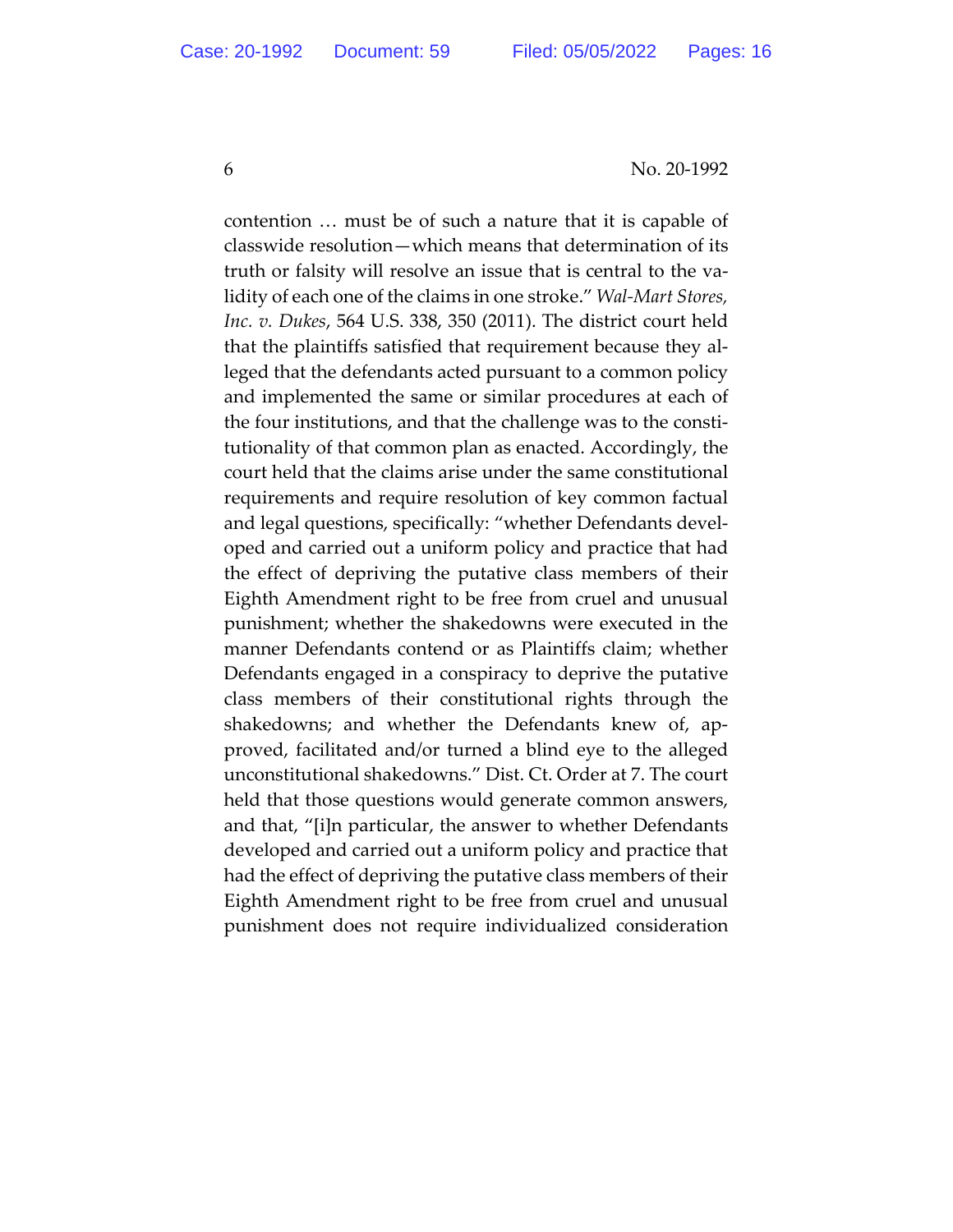contention … must be of such a nature that it is capable of classwide resolution—which means that determination of its truth or falsity will resolve an issue that is central to the validity of each one of the claims in one stroke." *Wal-Mart Stores, Inc. v. Dukes*, 564 U.S. 338, 350 (2011). The district court held that the plaintiffs satisfied that requirement because they alleged that the defendants acted pursuant to a common policy and implemented the same or similar procedures at each of the four institutions, and that the challenge was to the constitutionality of that common plan as enacted. Accordingly, the court held that the claims arise under the same constitutional requirements and require resolution of key common factual and legal questions, specifically: "whether Defendants developed and carried out a uniform policy and practice that had the effect of depriving the putative class members of their Eighth Amendment right to be free from cruel and unusual punishment; whether the shakedowns were executed in the manner Defendants contend or as Plaintiffs claim; whether Defendants engaged in a conspiracy to deprive the putative class members of their constitutional rights through the shakedowns; and whether the Defendants knew of, approved, facilitated and/or turned a blind eye to the alleged unconstitutional shakedowns." Dist. Ct. Order at 7. The court held that those questions would generate common answers, and that, "[i]n particular, the answer to whether Defendants developed and carried out a uniform policy and practice that had the effect of depriving the putative class members of their Eighth Amendment right to be free from cruel and unusual punishment does not require individualized consideration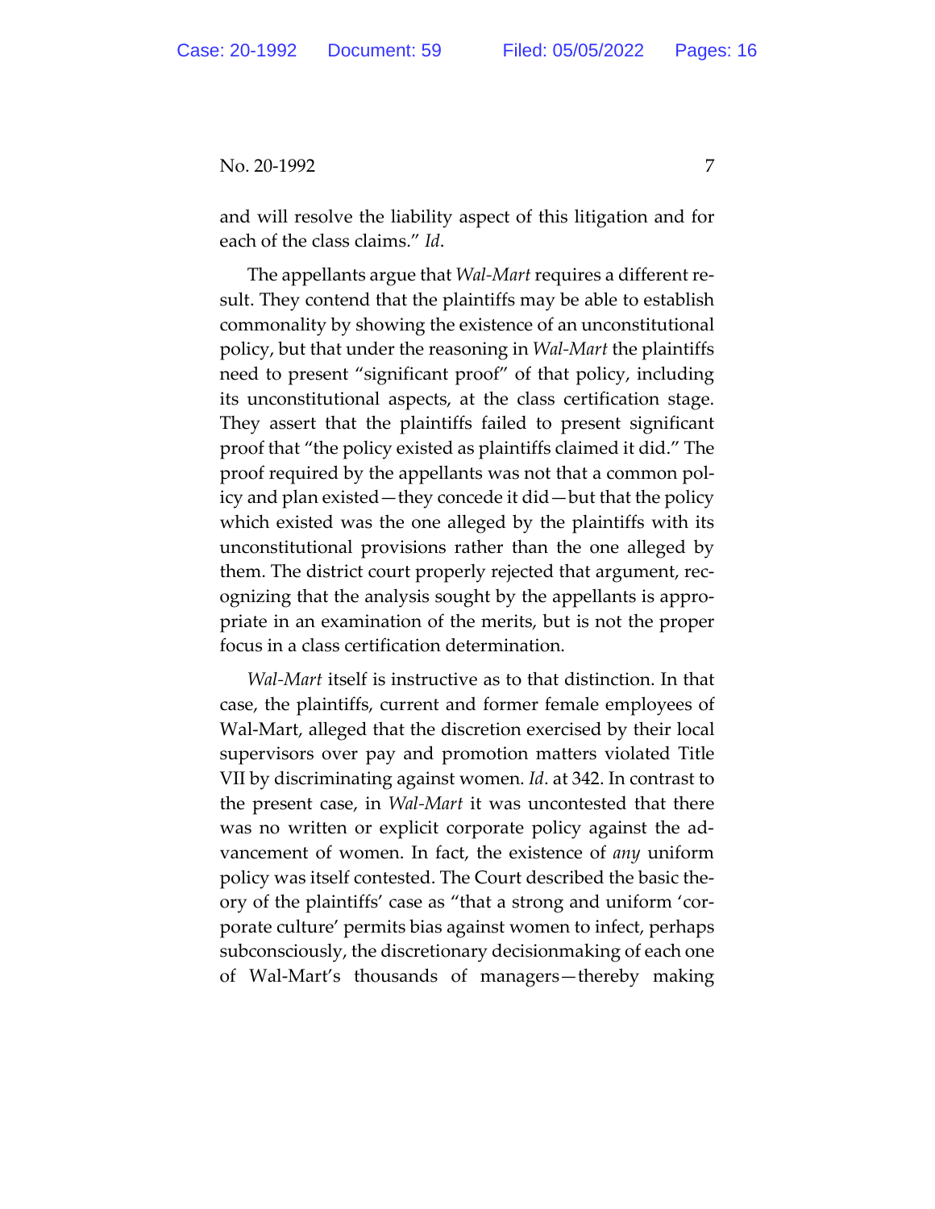and will resolve the liability aspect of this litigation and for each of the class claims." *Id*.

The appellants argue that *Wal-Mart* requires a different result. They contend that the plaintiffs may be able to establish commonality by showing the existence of an unconstitutional policy, but that under the reasoning in *Wal-Mart* the plaintiffs need to present "significant proof" of that policy, including its unconstitutional aspects, at the class certification stage. They assert that the plaintiffs failed to present significant proof that "the policy existed as plaintiffs claimed it did." The proof required by the appellants was not that a common policy and plan existed—they concede it did—but that the policy which existed was the one alleged by the plaintiffs with its unconstitutional provisions rather than the one alleged by them. The district court properly rejected that argument, recognizing that the analysis sought by the appellants is appropriate in an examination of the merits, but is not the proper focus in a class certification determination.

*Wal-Mart* itself is instructive as to that distinction. In that case, the plaintiffs, current and former female employees of Wal-Mart, alleged that the discretion exercised by their local supervisors over pay and promotion matters violated Title VII by discriminating against women. *Id*. at 342. In contrast to the present case, in *Wal-Mart* it was uncontested that there was no written or explicit corporate policy against the advancement of women. In fact, the existence of *any* uniform policy was itself contested. The Court described the basic theory of the plaintiffs' case as "that a strong and uniform 'corporate culture' permits bias against women to infect, perhaps subconsciously, the discretionary decisionmaking of each one of Wal-Mart's thousands of managers—thereby making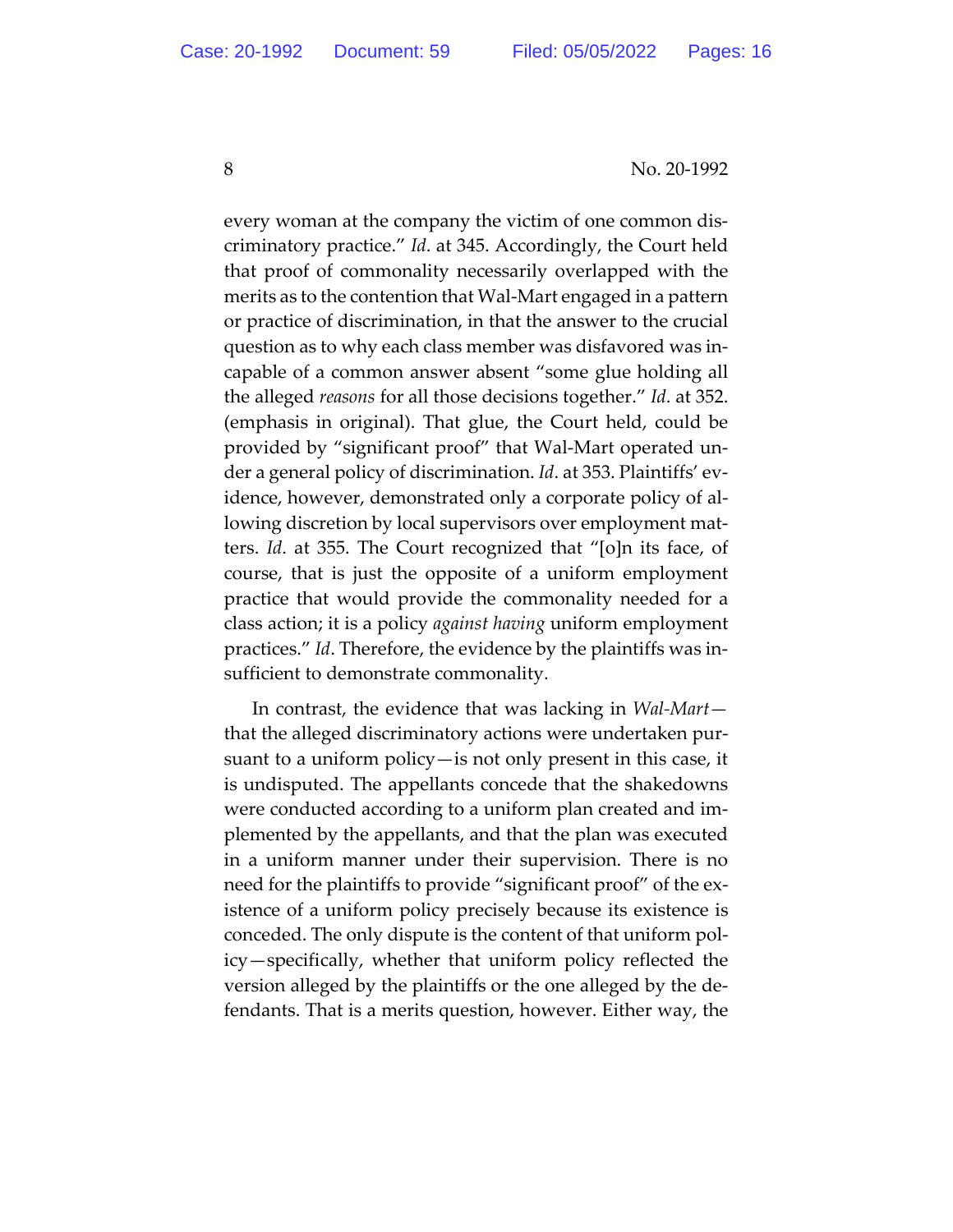every woman at the company the victim of one common discriminatory practice." *Id*. at 345. Accordingly, the Court held that proof of commonality necessarily overlapped with the merits as to the contention that Wal-Mart engaged in a pattern or practice of discrimination, in that the answer to the crucial question as to why each class member was disfavored was incapable of a common answer absent "some glue holding all the alleged *reasons* for all those decisions together." *Id*. at 352. (emphasis in original). That glue, the Court held, could be provided by "significant proof" that Wal-Mart operated under a general policy of discrimination. *Id*. at 353. Plaintiffs' evidence, however, demonstrated only a corporate policy of allowing discretion by local supervisors over employment matters. *Id*. at 355. The Court recognized that "[o]n its face, of course, that is just the opposite of a uniform employment practice that would provide the commonality needed for a class action; it is a policy *against having* uniform employment practices." *Id*. Therefore, the evidence by the plaintiffs was insufficient to demonstrate commonality.

In contrast, the evidence that was lacking in *Wal-Mart*—that the alleged discriminatory actions were undertaken pursuant to a uniform policy—is not only present in this case, it is undisputed. The appellants concede that the shakedowns were conducted according to a uniform plan created and implemented by the appellants, and that the plan was executed in a uniform manner under their supervision. There is no need for the plaintiffs to provide "significant proof" of the existence of a uniform policy precisely because its existence is conceded. The only dispute is the content of that uniform policy—specifically, whether that uniform policy reflected the version alleged by the plaintiffs or the one alleged by the defendants. That is a merits question, however. Either way, the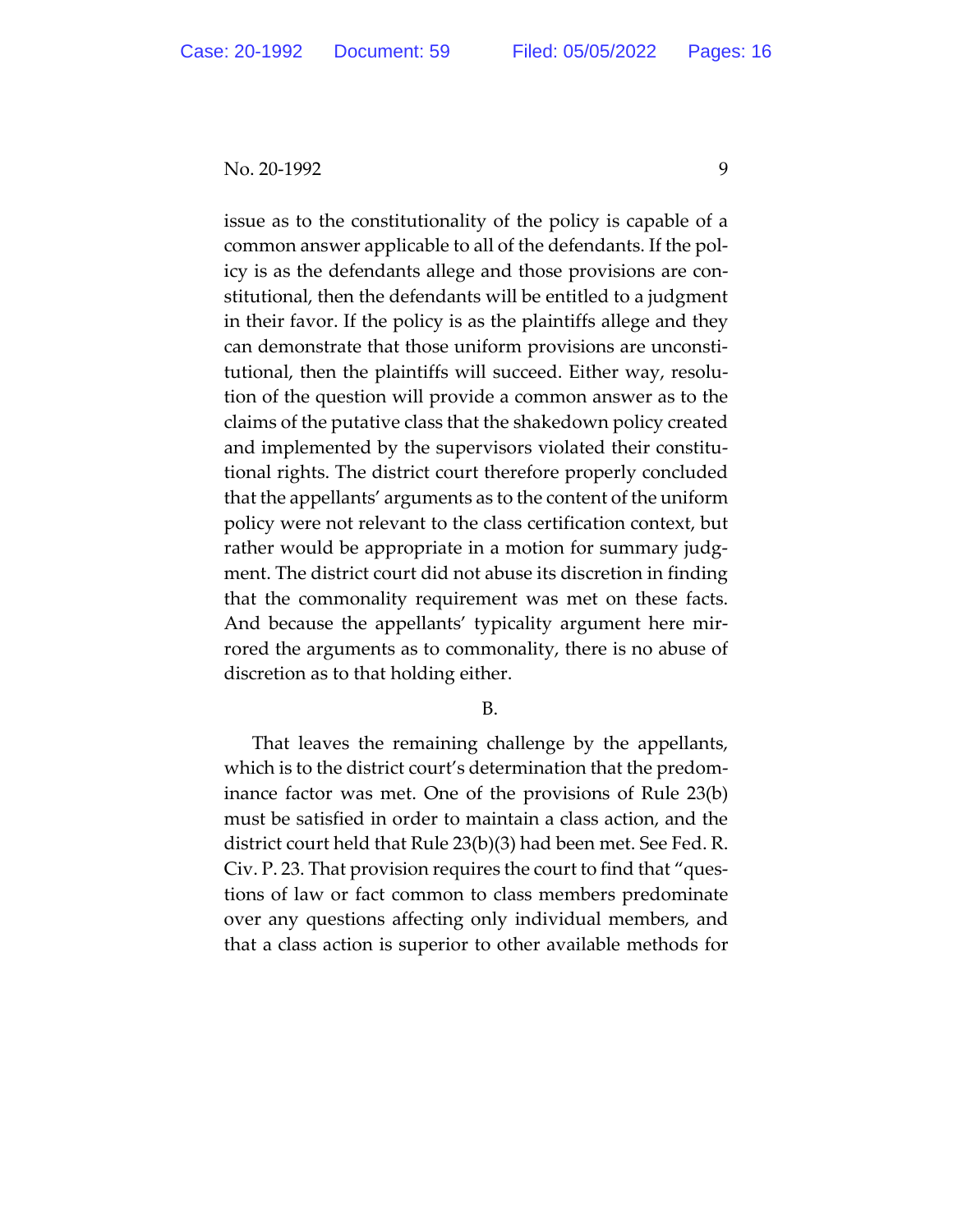issue as to the constitutionality of the policy is capable of a common answer applicable to all of the defendants. If the policy is as the defendants allege and those provisions are constitutional, then the defendants will be entitled to a judgment in their favor. If the policy is as the plaintiffs allege and they can demonstrate that those uniform provisions are unconstitutional, then the plaintiffs will succeed. Either way, resolution of the question will provide a common answer as to the claims of the putative class that the shakedown policy created and implemented by the supervisors violated their constitutional rights. The district court therefore properly concluded that the appellants' arguments as to the content of the uniform policy were not relevant to the class certification context, but rather would be appropriate in a motion for summary judgment. The district court did not abuse its discretion in finding that the commonality requirement was met on these facts. And because the appellants' typicality argument here mirrored the arguments as to commonality, there is no abuse of discretion as to that holding either.

B.

That leaves the remaining challenge by the appellants, which is to the district court's determination that the predominance factor was met. One of the provisions of Rule 23(b) must be satisfied in order to maintain a class action, and the district court held that Rule 23(b)(3) had been met. See Fed. R. Civ. P. 23. That provision requires the court to find that "questions of law or fact common to class members predominate over any questions affecting only individual members, and that a class action is superior to other available methods for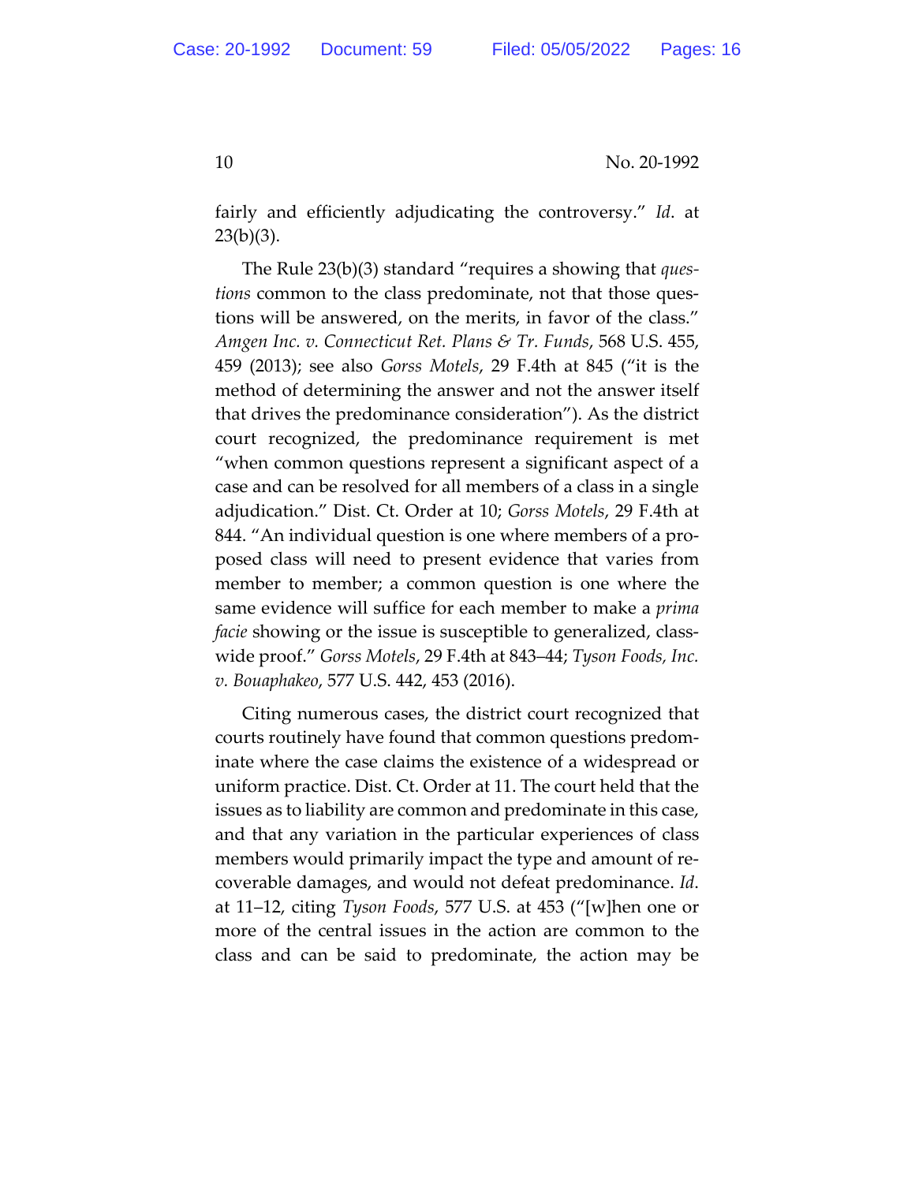fairly and efficiently adjudicating the controversy." *Id*. at 23(b)(3).

The Rule 23(b)(3) standard "requires a showing that *questions* common to the class predominate, not that those questions will be answered, on the merits, in favor of the class." *Amgen Inc. v. Connecticut Ret. Plans & Tr. Funds*, 568 U.S. 455, 459 (2013); see also *Gorss Motels*, 29 F.4th at 845 ("it is the method of determining the answer and not the answer itself that drives the predominance consideration"). As the district court recognized, the predominance requirement is met "when common questions represent a significant aspect of a case and can be resolved for all members of a class in a single adjudication." Dist. Ct. Order at 10; *Gorss Motels*, 29 F.4th at 844. "An individual question is one where members of a proposed class will need to present evidence that varies from member to member; a common question is one where the same evidence will suffice for each member to make a *prima facie* showing or the issue is susceptible to generalized, class-wide proof." *Gorss Motels*, 29 F.4th at 843–44; *Tyson Foods, Inc. v. Bouaphakeo*, 577 U.S. 442, 453 (2016).

Citing numerous cases, the district court recognized that courts routinely have found that common questions predominate where the case claims the existence of a widespread or uniform practice. Dist. Ct. Order at 11. The court held that the issues as to liability are common and predominate in this case, and that any variation in the particular experiences of class members would primarily impact the type and amount of recoverable damages, and would not defeat predominance. *Id*. at 11–12, citing *Tyson Foods*, 577 U.S. at 453 ("[w]hen one or more of the central issues in the action are common to the class and can be said to predominate, the action may be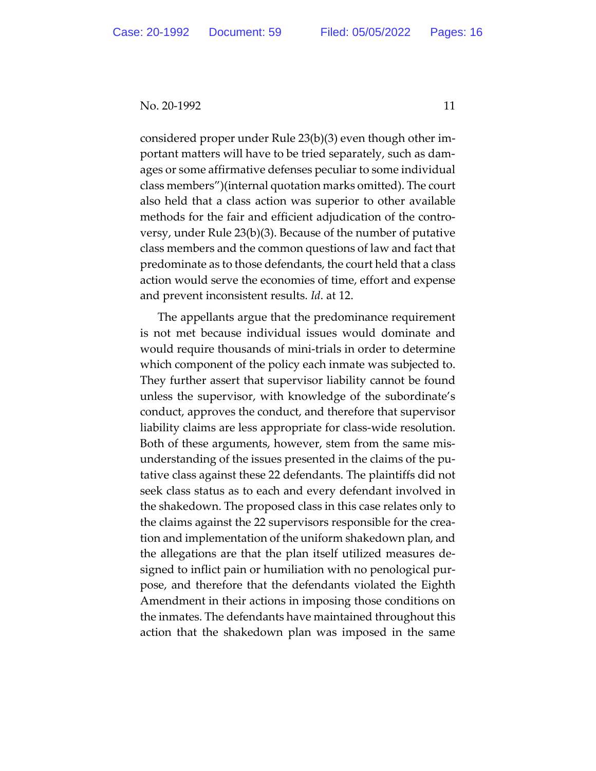considered proper under Rule 23(b)(3) even though other important matters will have to be tried separately, such as damages or some affirmative defenses peculiar to some individual class members")(internal quotation marks omitted). The court also held that a class action was superior to other available methods for the fair and efficient adjudication of the controversy, under Rule 23(b)(3). Because of the number of putative class members and the common questions of law and fact that predominate as to those defendants, the court held that a class action would serve the economies of time, effort and expense and prevent inconsistent results. *Id*. at 12.

The appellants argue that the predominance requirement is not met because individual issues would dominate and would require thousands of mini-trials in order to determine which component of the policy each inmate was subjected to. They further assert that supervisor liability cannot be found unless the supervisor, with knowledge of the subordinate's conduct, approves the conduct, and therefore that supervisor liability claims are less appropriate for class-wide resolution. Both of these arguments, however, stem from the same misunderstanding of the issues presented in the claims of the putative class against these 22 defendants. The plaintiffs did not seek class status as to each and every defendant involved in the shakedown. The proposed class in this case relates only to the claims against the 22 supervisors responsible for the creation and implementation of the uniform shakedown plan, and the allegations are that the plan itself utilized measures designed to inflict pain or humiliation with no penological purpose, and therefore that the defendants violated the Eighth Amendment in their actions in imposing those conditions on the inmates. The defendants have maintained throughout this action that the shakedown plan was imposed in the same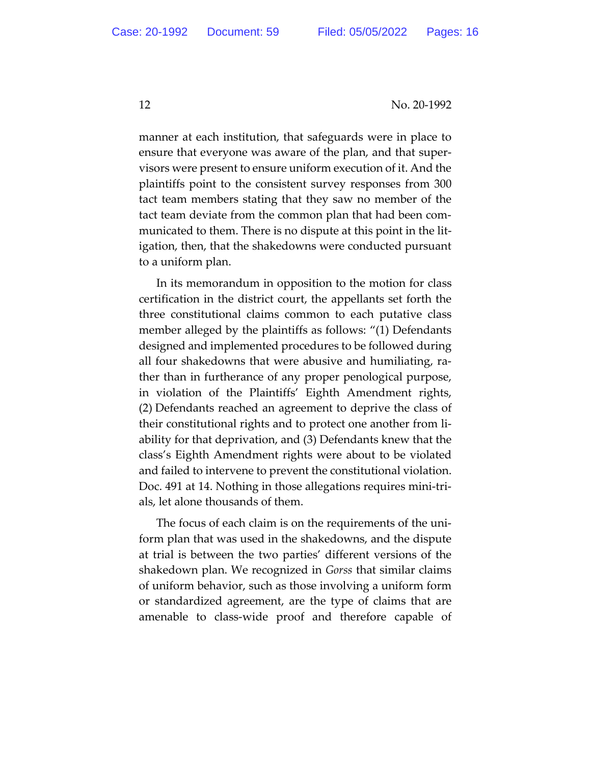manner at each institution, that safeguards were in place to ensure that everyone was aware of the plan, and that supervisors were present to ensure uniform execution of it. And the plaintiffs point to the consistent survey responses from 300 tact team members stating that they saw no member of the tact team deviate from the common plan that had been communicated to them. There is no dispute at this point in the litigation, then, that the shakedowns were conducted pursuant to a uniform plan.

In its memorandum in opposition to the motion for class certification in the district court, the appellants set forth the three constitutional claims common to each putative class member alleged by the plaintiffs as follows: "(1) Defendants designed and implemented procedures to be followed during all four shakedowns that were abusive and humiliating, rather than in furtherance of any proper penological purpose, in violation of the Plaintiffs' Eighth Amendment rights, (2) Defendants reached an agreement to deprive the class of their constitutional rights and to protect one another from liability for that deprivation, and (3) Defendants knew that the class's Eighth Amendment rights were about to be violated and failed to intervene to prevent the constitutional violation. Doc. 491 at 14. Nothing in those allegations requires mini-trials, let alone thousands of them.

The focus of each claim is on the requirements of the uniform plan that was used in the shakedowns, and the dispute at trial is between the two parties' different versions of the shakedown plan. We recognized in *Gorss* that similar claims of uniform behavior, such as those involving a uniform form or standardized agreement, are the type of claims that are amenable to class-wide proof and therefore capable of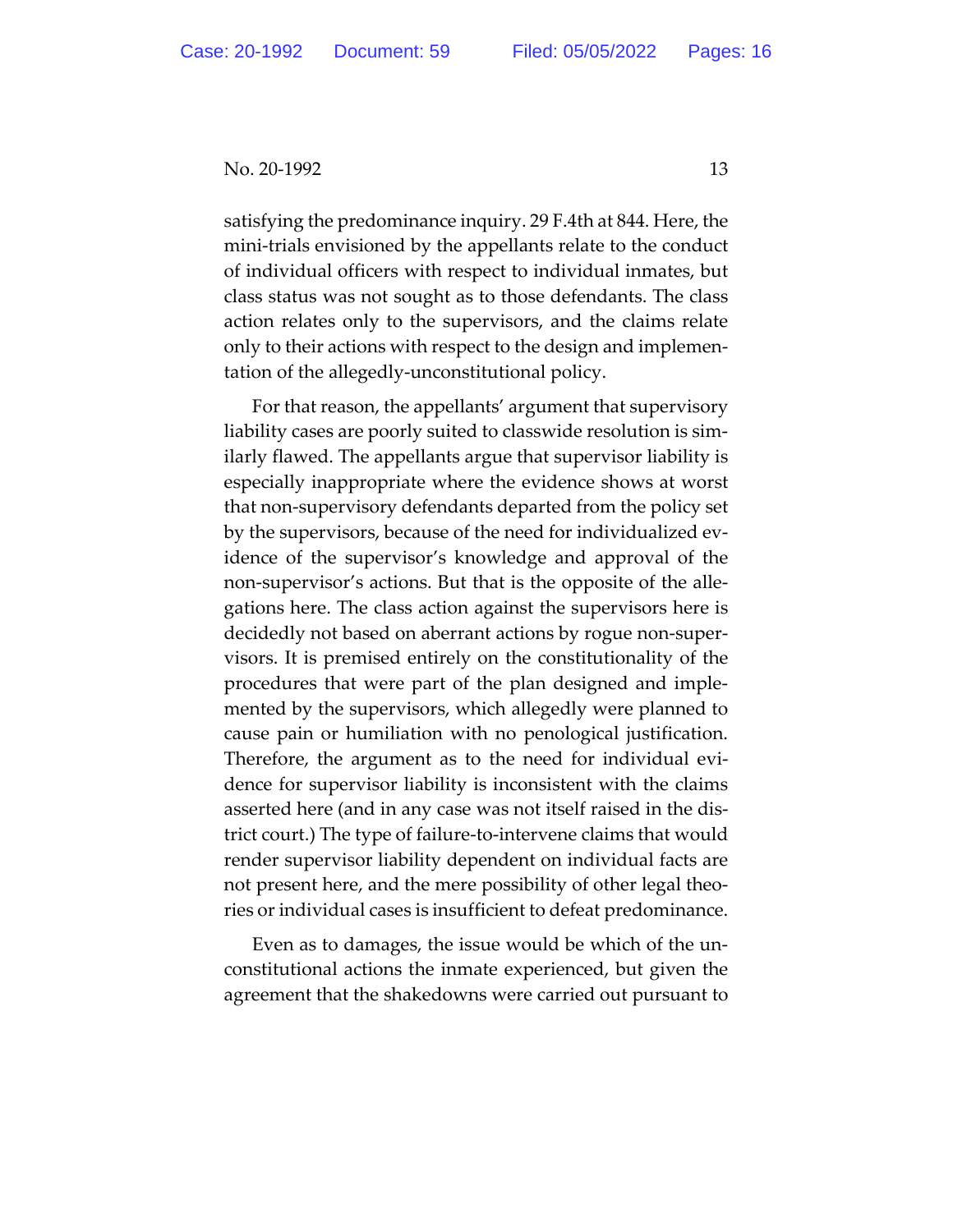satisfying the predominance inquiry. 29 F.4th at 844. Here, the mini-trials envisioned by the appellants relate to the conduct of individual officers with respect to individual inmates, but class status was not sought as to those defendants. The class action relates only to the supervisors, and the claims relate only to their actions with respect to the design and implementation of the allegedly-unconstitutional policy.

For that reason, the appellants' argument that supervisory liability cases are poorly suited to classwide resolution is similarly flawed. The appellants argue that supervisor liability is especially inappropriate where the evidence shows at worst that non-supervisory defendants departed from the policy set by the supervisors, because of the need for individualized evidence of the supervisor's knowledge and approval of the non-supervisor's actions. But that is the opposite of the allegations here. The class action against the supervisors here is decidedly not based on aberrant actions by rogue non-supervisors. It is premised entirely on the constitutionality of the procedures that were part of the plan designed and implemented by the supervisors, which allegedly were planned to cause pain or humiliation with no penological justification. Therefore, the argument as to the need for individual evidence for supervisor liability is inconsistent with the claims asserted here (and in any case was not itself raised in the district court.) The type of failure-to-intervene claims that would render supervisor liability dependent on individual facts are not present here, and the mere possibility of other legal theories or individual cases is insufficient to defeat predominance.

Even as to damages, the issue would be which of the unconstitutional actions the inmate experienced, but given the agreement that the shakedowns were carried out pursuant to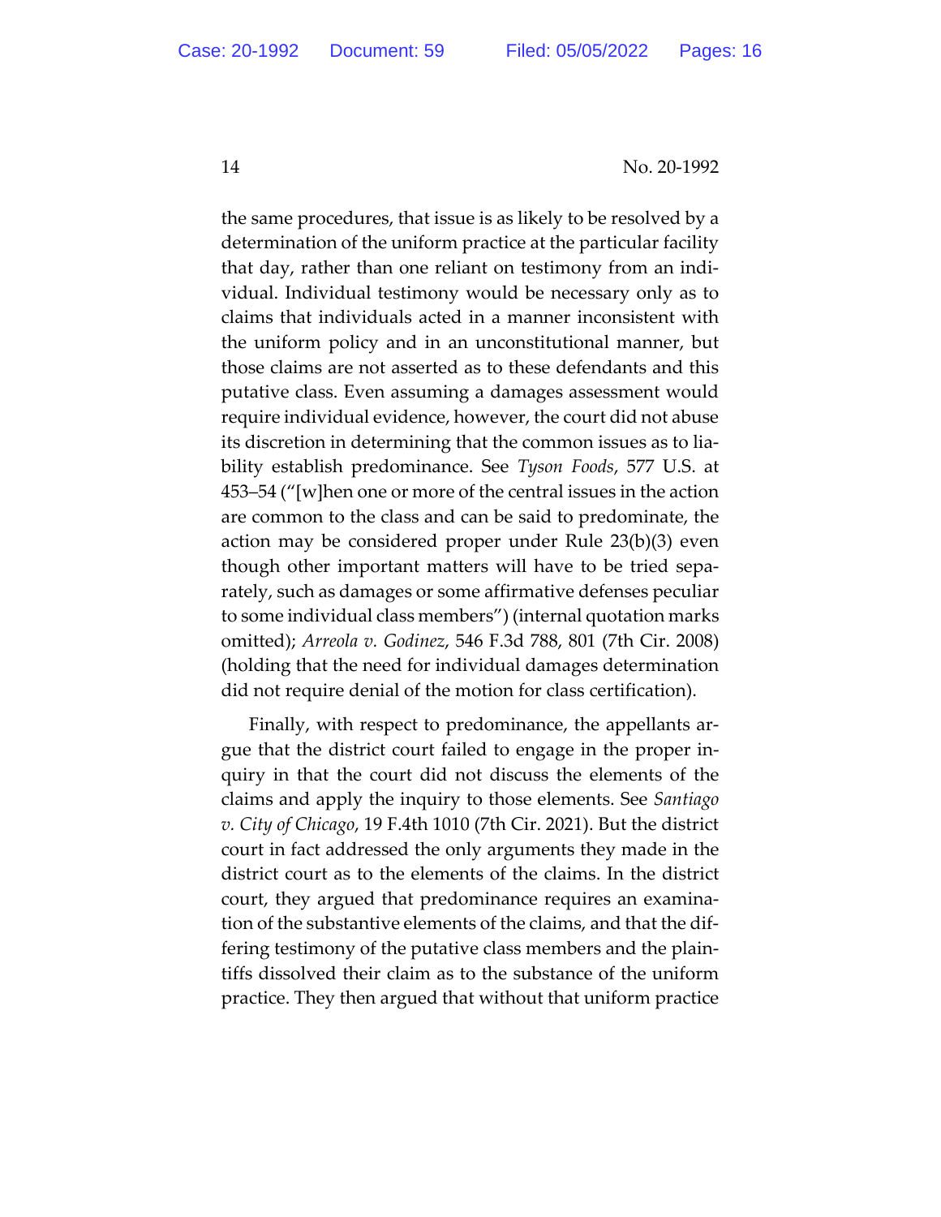the same procedures, that issue is as likely to be resolved by a determination of the uniform practice at the particular facility that day, rather than one reliant on testimony from an individual. Individual testimony would be necessary only as to claims that individuals acted in a manner inconsistent with the uniform policy and in an unconstitutional manner, but those claims are not asserted as to these defendants and this putative class. Even assuming a damages assessment would require individual evidence, however, the court did not abuse its discretion in determining that the common issues as to liability establish predominance. See *Tyson Foods*, 577 U.S. at 453–54 ("[w]hen one or more of the central issues in the action are common to the class and can be said to predominate, the action may be considered proper under Rule 23(b)(3) even though other important matters will have to be tried separately, such as damages or some affirmative defenses peculiar to some individual class members") (internal quotation marks omitted); *Arreola v. Godinez*, 546 F.3d 788, 801 (7th Cir. 2008) (holding that the need for individual damages determination did not require denial of the motion for class certification).

Finally, with respect to predominance, the appellants argue that the district court failed to engage in the proper inquiry in that the court did not discuss the elements of the claims and apply the inquiry to those elements. See *Santiago v. City of Chicago*, 19 F.4th 1010 (7th Cir. 2021). But the district court in fact addressed the only arguments they made in the district court as to the elements of the claims. In the district court, they argued that predominance requires an examination of the substantive elements of the claims, and that the differing testimony of the putative class members and the plaintiffs dissolved their claim as to the substance of the uniform practice. They then argued that without that uniform practice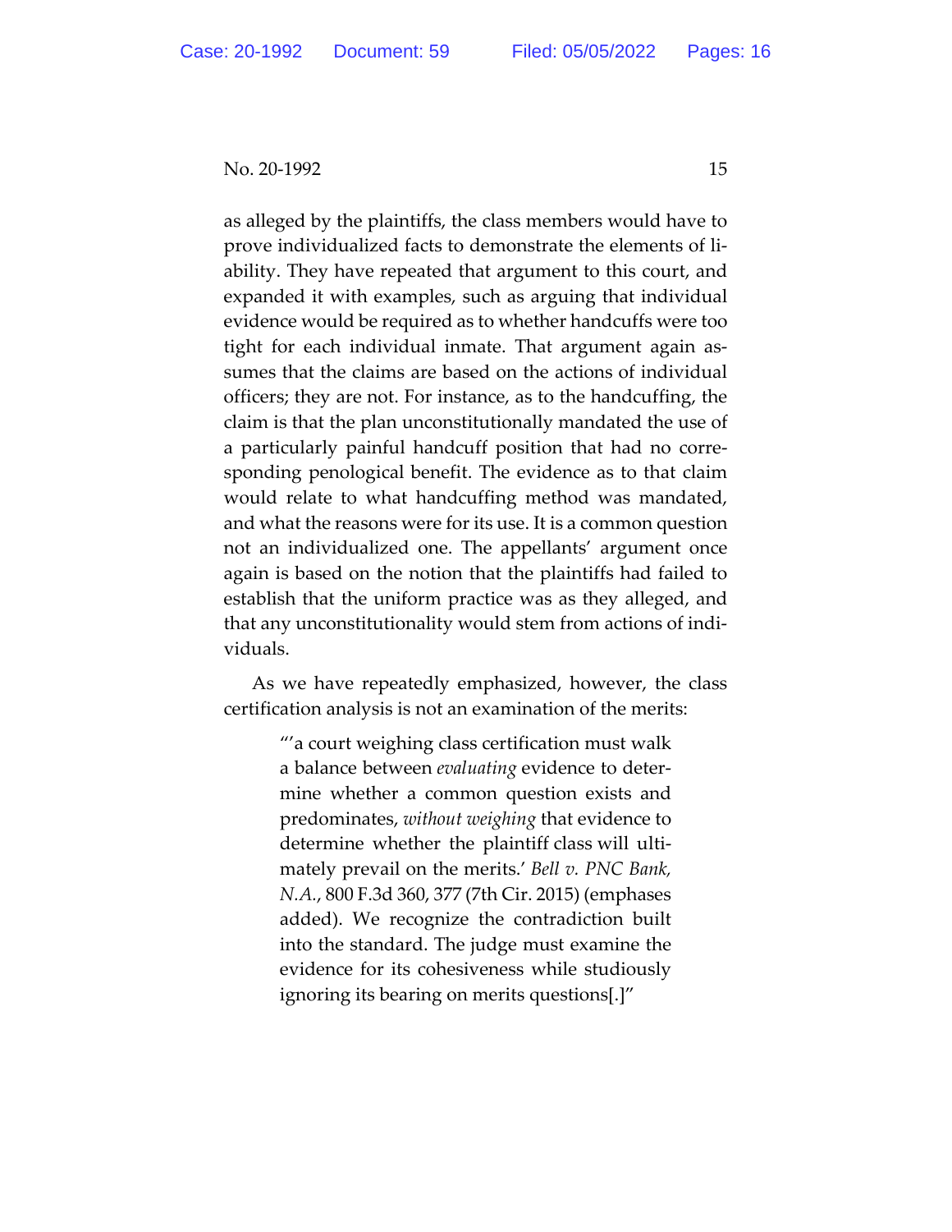as alleged by the plaintiffs, the class members would have to prove individualized facts to demonstrate the elements of liability. They have repeated that argument to this court, and expanded it with examples, such as arguing that individual evidence would be required as to whether handcuffs were too tight for each individual inmate. That argument again assumes that the claims are based on the actions of individual officers; they are not. For instance, as to the handcuffing, the claim is that the plan unconstitutionally mandated the use of a particularly painful handcuff position that had no corresponding penological benefit. The evidence as to that claim would relate to what handcuffing method was mandated, and what the reasons were for its use. It is a common question not an individualized one. The appellants' argument once again is based on the notion that the plaintiffs had failed to establish that the uniform practice was as they alleged, and that any unconstitutionality would stem from actions of individuals.

As we have repeatedly emphasized, however, the class certification analysis is not an examination of the merits:

> "'a court weighing class certification must walk a balance between *evaluating* evidence to determine whether a common question exists and predominates, *without weighing* that evidence to determine whether the plaintiff class will ultimately prevail on the merits.' *Bell v. PNC Bank, N.A.*, 800 F.3d 360, 377 (7th Cir. 2015) (emphases added). We recognize the contradiction built into the standard. The judge must examine the evidence for its cohesiveness while studiously ignoring its bearing on merits questions[.]"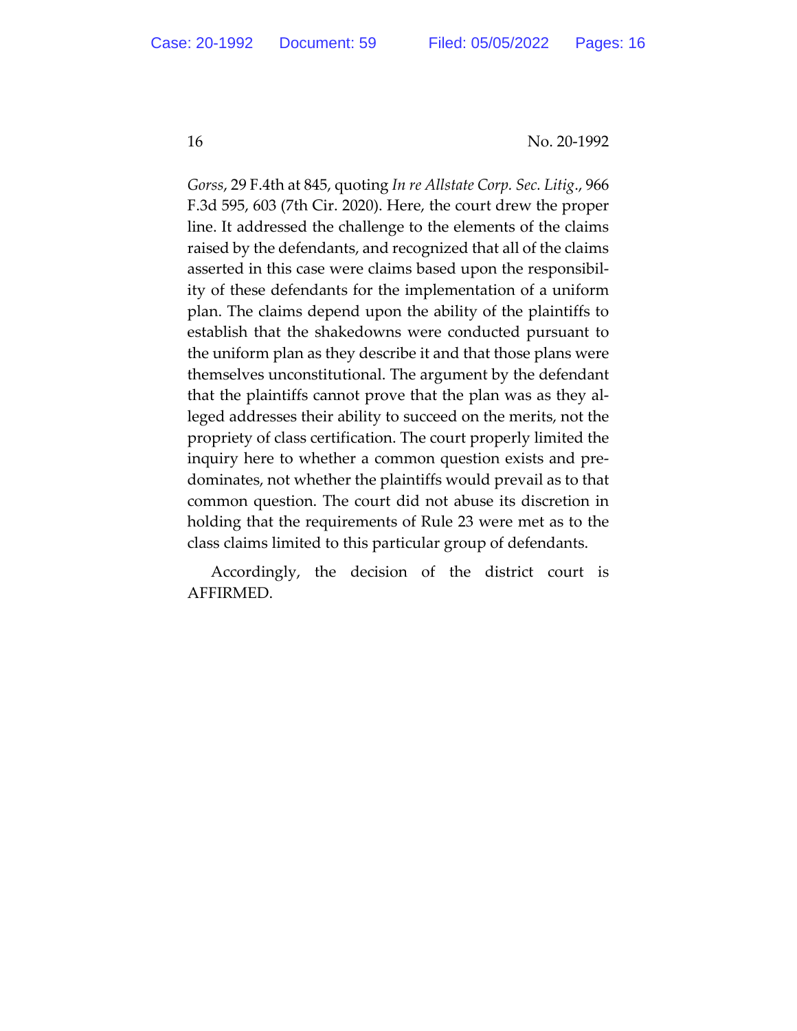*Gorss*, 29 F.4th at 845, quoting *In re Allstate Corp. Sec. Litig.*, 966 F.3d 595, 603 (7th Cir. 2020). Here, the court drew the proper line. It addressed the challenge to the elements of the claims raised by the defendants, and recognized that all of the claims asserted in this case were claims based upon the responsibility of these defendants for the implementation of a uniform plan. The claims depend upon the ability of the plaintiffs to establish that the shakedowns were conducted pursuant to the uniform plan as they describe it and that those plans were themselves unconstitutional. The argument by the defendant that the plaintiffs cannot prove that the plan was as they alleged addresses their ability to succeed on the merits, not the propriety of class certification. The court properly limited the inquiry here to whether a common question exists and predominates, not whether the plaintiffs would prevail as to that common question. The court did not abuse its discretion in holding that the requirements of Rule 23 were met as to the class claims limited to this particular group of defendants.

Accordingly, the decision of the district court is AFFIRMED.